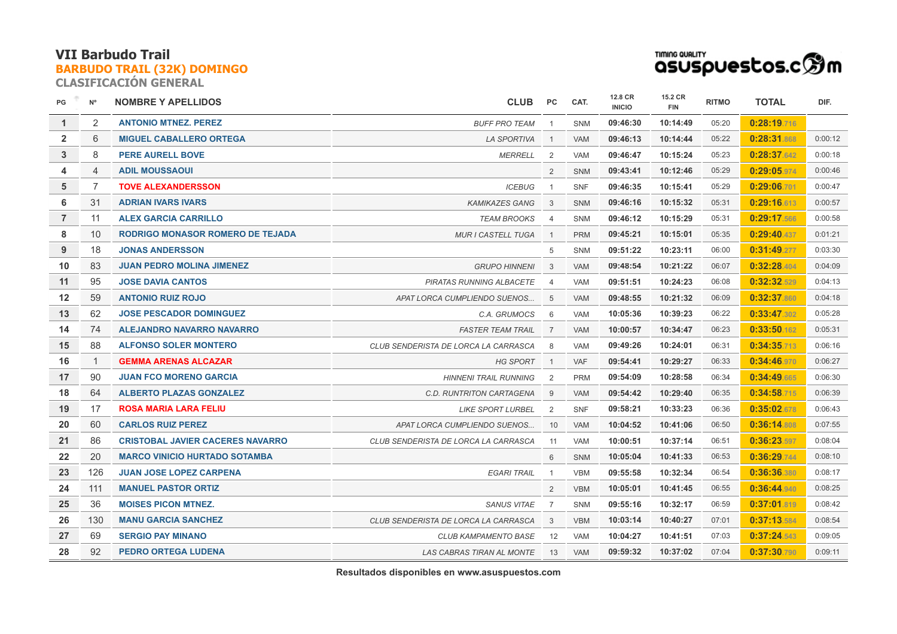# VII Barbudo Trail

## BARBUDO TRAIL (32K) DOMINGO

### CLASIFICACIÓN GENERAL

TIMING QUALITY asuspuestos.com

| PG | Nº | NOMBRE Y APELLIDOS | CLUB | PC | CAT. | 12.8 CR INICIO | 15.2 CR FIN | RITMO | TOTAL | DIF. |
|---|---|---|---|---|---|---|---|---|---|---|
| 1 | 2 | ANTONIO MTNEZ. PEREZ | BUFF PRO TEAM | 1 | SNM | 09:46:30 | 10:14:49 | 05:20 | 0:28:19.716 | |
| 2 | 6 | MIGUEL CABALLERO ORTEGA | LA SPORTIVA | 1 | VAM | 09:46:13 | 10:14:44 | 05:22 | 0:28:31.868 | 0:00:12 |
| 3 | 8 | PERE AURELL BOVE | MERRELL | 2 | VAM | 09:46:47 | 10:15:24 | 05:23 | 0:28:37.642 | 0:00:18 |
| 4 | 4 | ADIL MOUSSAOUI | | 2 | SNM | 09:43:41 | 10:12:46 | 05:29 | 0:29:05.974 | 0:00:46 |
| 5 | 7 | TOVE ALEXANDERSSON | ICEBUG | 1 | SNF | 09:46:35 | 10:15:41 | 05:29 | 0:29:06.701 | 0:00:47 |
| 6 | 31 | ADRIAN IVARS IVARS | KAMIKAZES GANG | 3 | SNM | 09:46:16 | 10:15:32 | 05:31 | 0:29:16.613 | 0:00:57 |
| 7 | 11 | ALEX GARCIA CARRILLO | TEAM BROOKS | 4 | SNM | 09:46:12 | 10:15:29 | 05:31 | 0:29:17.566 | 0:00:58 |
| 8 | 10 | RODRIGO MONASOR ROMERO DE TEJADA | MUR I CASTELL TUGA | 1 | PRM | 09:45:21 | 10:15:01 | 05:35 | 0:29:40.437 | 0:01:21 |
| 9 | 18 | JONAS ANDERSSON | | 5 | SNM | 09:51:22 | 10:23:11 | 06:00 | 0:31:49.277 | 0:03:30 |
| 10 | 83 | JUAN PEDRO MOLINA JIMENEZ | GRUPO HINNENI | 3 | VAM | 09:48:54 | 10:21:22 | 06:07 | 0:32:28.404 | 0:04:09 |
| 11 | 95 | JOSE DAVIA CANTOS | PIRATAS RUNNING ALBACETE | 4 | VAM | 09:51:51 | 10:24:23 | 06:08 | 0:32:32.529 | 0:04:13 |
| 12 | 59 | ANTONIO RUIZ ROJO | APAT LORCA CUMPLIENDO SUENOS... | 5 | VAM | 09:48:55 | 10:21:32 | 06:09 | 0:32:37.860 | 0:04:18 |
| 13 | 62 | JOSE PESCADOR DOMINGUEZ | C.A. GRUMOCS | 6 | VAM | 10:05:36 | 10:39:23 | 06:22 | 0:33:47.302 | 0:05:28 |
| 14 | 74 | ALEJANDRO NAVARRO NAVARRO | FASTER TEAM TRAIL | 7 | VAM | 10:00:57 | 10:34:47 | 06:23 | 0:33:50.162 | 0:05:31 |
| 15 | 88 | ALFONSO SOLER MONTERO | CLUB SENDERISTA DE LORCA LA CARRASCA | 8 | VAM | 09:49:26 | 10:24:01 | 06:31 | 0:34:35.713 | 0:06:16 |
| 16 | 1 | GEMMA ARENAS ALCAZAR | HG SPORT | 1 | VAF | 09:54:41 | 10:29:27 | 06:33 | 0:34:46.970 | 0:06:27 |
| 17 | 90 | JUAN FCO MORENO GARCIA | HINNENI TRAIL RUNNING | 2 | PRM | 09:54:09 | 10:28:58 | 06:34 | 0:34:49.665 | 0:06:30 |
| 18 | 64 | ALBERTO PLAZAS GONZALEZ | C.D. RUNTRITON CARTAGENA | 9 | VAM | 09:54:42 | 10:29:40 | 06:35 | 0:34:58.715 | 0:06:39 |
| 19 | 17 | ROSA MARIA LARA FELIU | LIKE SPORT LURBEL | 2 | SNF | 09:58:21 | 10:33:23 | 06:36 | 0:35:02.678 | 0:06:43 |
| 20 | 60 | CARLOS RUIZ PEREZ | APAT LORCA CUMPLIENDO SUENOS... | 10 | VAM | 10:04:52 | 10:41:06 | 06:50 | 0:36:14.808 | 0:07:55 |
| 21 | 86 | CRISTOBAL JAVIER CACERES NAVARRO | CLUB SENDERISTA DE LORCA LA CARRASCA | 11 | VAM | 10:00:51 | 10:37:14 | 06:51 | 0:36:23.597 | 0:08:04 |
| 22 | 20 | MARCO VINICIO HURTADO SOTAMBA | | 6 | SNM | 10:05:04 | 10:41:33 | 06:53 | 0:36:29.744 | 0:08:10 |
| 23 | 126 | JUAN JOSE LOPEZ CARPENA | EGARI TRAIL | 1 | VBM | 09:55:58 | 10:32:34 | 06:54 | 0:36:36.380 | 0:08:17 |
| 24 | 111 | MANUEL PASTOR ORTIZ | | 2 | VBM | 10:05:01 | 10:41:45 | 06:55 | 0:36:44.940 | 0:08:25 |
| 25 | 36 | MOISES PICON MTNEZ. | SANUS VITAE | 7 | SNM | 09:55:16 | 10:32:17 | 06:59 | 0:37:01.819 | 0:08:42 |
| 26 | 130 | MANU GARCIA SANCHEZ | CLUB SENDERISTA DE LORCA LA CARRASCA | 3 | VBM | 10:03:14 | 10:40:27 | 07:01 | 0:37:13.584 | 0:08:54 |
| 27 | 69 | SERGIO PAY MINANO | CLUB KAMPAMENTO BASE | 12 | VAM | 10:04:27 | 10:41:51 | 07:03 | 0:37:24.543 | 0:09:05 |
| 28 | 92 | PEDRO ORTEGA LUDENA | LAS CABRAS TIRAN AL MONTE | 13 | VAM | 09:59:32 | 10:37:02 | 07:04 | 0:37:30.790 | 0:09:11 |

Resultados disponibles en www.asuspuestos.com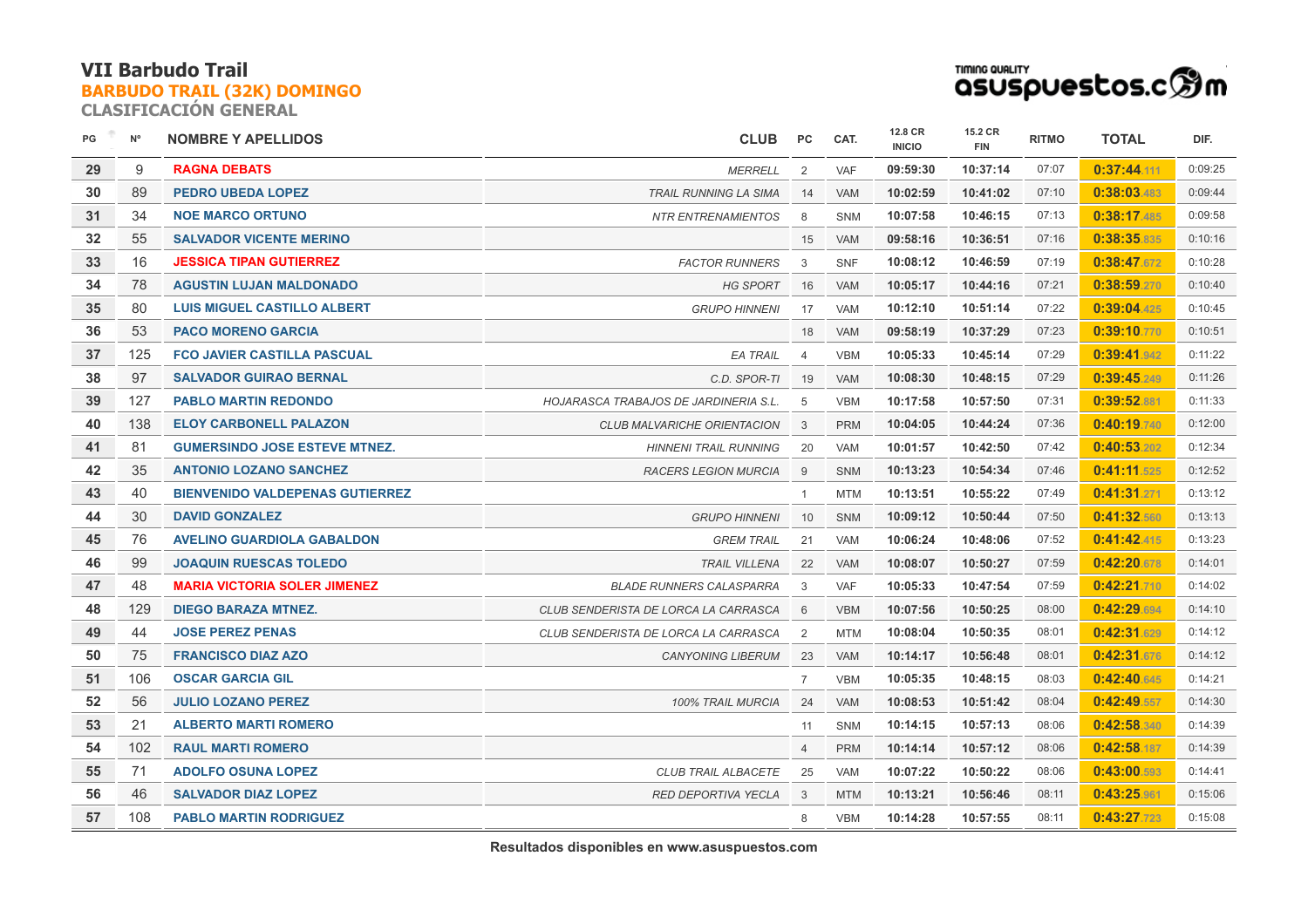# VII Barbudo Trail

## BARBUDO TRAIL (32K) DOMINGO

### CLASIFICACIÓN GENERAL

| PG | Nº | NOMBRE Y APELLIDOS | CLUB | PC | CAT. | 12.8 CR INICIO | 15.2 CR FIN | RITMO | TOTAL | DIF. |
|---|---|---|---|---|---|---|---|---|---|---|
| 29 | 9 | RAGNA DEBATS | MERRELL | 2 | VAF | 09:59:30 | 10:37:14 | 07:07 | 0:37:44.111 | 0:09:25 |
| 30 | 89 | PEDRO UBEDA LOPEZ | TRAIL RUNNING LA SIMA | 14 | VAM | 10:02:59 | 10:41:02 | 07:10 | 0:38:03.483 | 0:09:44 |
| 31 | 34 | NOE MARCO ORTUNO | NTR ENTRENAMIENTOS | 8 | SNM | 10:07:58 | 10:46:15 | 07:13 | 0:38:17.485 | 0:09:58 |
| 32 | 55 | SALVADOR VICENTE MERINO | | 15 | VAM | 09:58:16 | 10:36:51 | 07:16 | 0:38:35.835 | 0:10:16 |
| 33 | 16 | JESSICA TIPAN GUTIERREZ | FACTOR RUNNERS | 3 | SNF | 10:08:12 | 10:46:59 | 07:19 | 0:38:47.672 | 0:10:28 |
| 34 | 78 | AGUSTIN LUJAN MALDONADO | HG SPORT | 16 | VAM | 10:05:17 | 10:44:16 | 07:21 | 0:38:59.270 | 0:10:40 |
| 35 | 80 | LUIS MIGUEL CASTILLO ALBERT | GRUPO HINNENI | 17 | VAM | 10:12:10 | 10:51:14 | 07:22 | 0:39:04.425 | 0:10:45 |
| 36 | 53 | PACO MORENO GARCIA | | 18 | VAM | 09:58:19 | 10:37:29 | 07:23 | 0:39:10.770 | 0:10:51 |
| 37 | 125 | FCO JAVIER CASTILLA PASCUAL | EA TRAIL | 4 | VBM | 10:05:33 | 10:45:14 | 07:29 | 0:39:41.942 | 0:11:22 |
| 38 | 97 | SALVADOR GUIRAO BERNAL | C.D. SPOR-TI | 19 | VAM | 10:08:30 | 10:48:15 | 07:29 | 0:39:45.249 | 0:11:26 |
| 39 | 127 | PABLO MARTIN REDONDO | HOJARASCA TRABAJOS DE JARDINERIA S.L. | 5 | VBM | 10:17:58 | 10:57:50 | 07:31 | 0:39:52.881 | 0:11:33 |
| 40 | 138 | ELOY CARBONELL PALAZON | CLUB MALVARICHE ORIENTACION | 3 | PRM | 10:04:05 | 10:44:24 | 07:36 | 0:40:19.740 | 0:12:00 |
| 41 | 81 | GUMERSINDO JOSE ESTEVE MTNEZ. | HINNENI TRAIL RUNNING | 20 | VAM | 10:01:57 | 10:42:50 | 07:42 | 0:40:53.202 | 0:12:34 |
| 42 | 35 | ANTONIO LOZANO SANCHEZ | RACERS LEGION MURCIA | 9 | SNM | 10:13:23 | 10:54:34 | 07:46 | 0:41:11.525 | 0:12:52 |
| 43 | 40 | BIENVENIDO VALDEPENAS GUTIERREZ | | 1 | MTM | 10:13:51 | 10:55:22 | 07:49 | 0:41:31.271 | 0:13:12 |
| 44 | 30 | DAVID GONZALEZ | GRUPO HINNENI | 10 | SNM | 10:09:12 | 10:50:44 | 07:50 | 0:41:32.560 | 0:13:13 |
| 45 | 76 | AVELINO GUARDIOLA GABALDON | GREM TRAIL | 21 | VAM | 10:06:24 | 10:48:06 | 07:52 | 0:41:42.415 | 0:13:23 |
| 46 | 99 | JOAQUIN RUESCAS TOLEDO | TRAIL VILLENA | 22 | VAM | 10:08:07 | 10:50:27 | 07:59 | 0:42:20.678 | 0:14:01 |
| 47 | 48 | MARIA VICTORIA SOLER JIMENEZ | BLADE RUNNERS CALASPARRA | 3 | VAF | 10:05:33 | 10:47:54 | 07:59 | 0:42:21.710 | 0:14:02 |
| 48 | 129 | DIEGO BARAZA MTNEZ. | CLUB SENDERISTA DE LORCA LA CARRASCA | 6 | VBM | 10:07:56 | 10:50:25 | 08:00 | 0:42:29.694 | 0:14:10 |
| 49 | 44 | JOSE PEREZ PENAS | CLUB SENDERISTA DE LORCA LA CARRASCA | 2 | MTM | 10:08:04 | 10:50:35 | 08:01 | 0:42:31.629 | 0:14:12 |
| 50 | 75 | FRANCISCO DIAZ AZO | CANYONING LIBERUM | 23 | VAM | 10:14:17 | 10:56:48 | 08:01 | 0:42:31.676 | 0:14:12 |
| 51 | 106 | OSCAR GARCIA GIL | | 7 | VBM | 10:05:35 | 10:48:15 | 08:03 | 0:42:40.645 | 0:14:21 |
| 52 | 56 | JULIO LOZANO PEREZ | 100% TRAIL MURCIA | 24 | VAM | 10:08:53 | 10:51:42 | 08:04 | 0:42:49.557 | 0:14:30 |
| 53 | 21 | ALBERTO MARTI ROMERO | | 11 | SNM | 10:14:15 | 10:57:13 | 08:06 | 0:42:58.340 | 0:14:39 |
| 54 | 102 | RAUL MARTI ROMERO | | 4 | PRM | 10:14:14 | 10:57:12 | 08:06 | 0:42:58.187 | 0:14:39 |
| 55 | 71 | ADOLFO OSUNA LOPEZ | CLUB TRAIL ALBACETE | 25 | VAM | 10:07:22 | 10:50:22 | 08:06 | 0:43:00.593 | 0:14:41 |
| 56 | 46 | SALVADOR DIAZ LOPEZ | RED DEPORTIVA YECLA | 3 | MTM | 10:13:21 | 10:56:46 | 08:11 | 0:43:25.961 | 0:15:06 |
| 57 | 108 | PABLO MARTIN RODRIGUEZ | | 8 | VBM | 10:14:28 | 10:57:55 | 08:11 | 0:43:27.723 | 0:15:08 |

Resultados disponibles en www.asuspuestos.com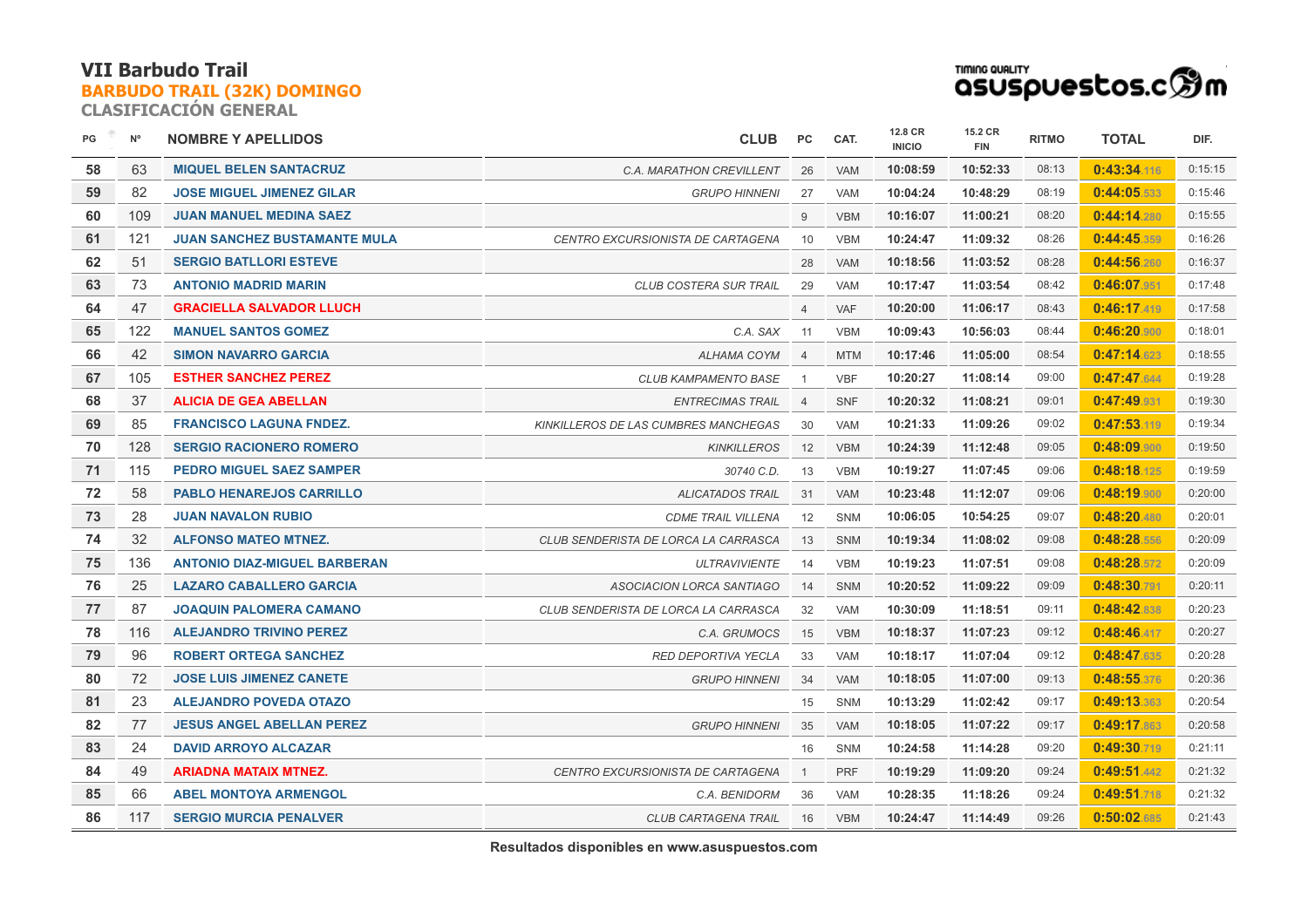# VII Barbudo Trail

## BARBUDO TRAIL (32K) DOMINGO

### CLASIFICACIÓN GENERAL

| PG | Nº | NOMBRE Y APELLIDOS | CLUB | PC | CAT. | 12.8 CR INICIO | 15.2 CR FIN | RITMO | TOTAL | DIF. |
|---|---|---|---|---|---|---|---|---|---|---|
| 58 | 63 | MIQUEL BELEN SANTACRUZ | C.A. MARATHON CREVILLENT | 26 | VAM | 10:08:59 | 10:52:33 | 08:13 | 0:43:34.116 | 0:15:15 |
| 59 | 82 | JOSE MIGUEL JIMENEZ GILAR | GRUPO HINNENI | 27 | VAM | 10:04:24 | 10:48:29 | 08:19 | 0:44:05.533 | 0:15:46 |
| 60 | 109 | JUAN MANUEL MEDINA SAEZ | | 9 | VBM | 10:16:07 | 11:00:21 | 08:20 | 0:44:14.280 | 0:15:55 |
| 61 | 121 | JUAN SANCHEZ BUSTAMANTE MULA | CENTRO EXCURSIONISTA DE CARTAGENA | 10 | VBM | 10:24:47 | 11:09:32 | 08:26 | 0:44:45.359 | 0:16:26 |
| 62 | 51 | SERGIO BATLLORI ESTEVE | | 28 | VAM | 10:18:56 | 11:03:52 | 08:28 | 0:44:56.260 | 0:16:37 |
| 63 | 73 | ANTONIO MADRID MARIN | CLUB COSTERA SUR TRAIL | 29 | VAM | 10:17:47 | 11:03:54 | 08:42 | 0:46:07.951 | 0:17:48 |
| 64 | 47 | GRACIELLA SALVADOR LLUCH | | 4 | VAF | 10:20:00 | 11:06:17 | 08:43 | 0:46:17.419 | 0:17:58 |
| 65 | 122 | MANUEL SANTOS GOMEZ | C.A. SAX | 11 | VBM | 10:09:43 | 10:56:03 | 08:44 | 0:46:20.900 | 0:18:01 |
| 66 | 42 | SIMON NAVARRO GARCIA | ALHAMA COYM | 4 | MTM | 10:17:46 | 11:05:00 | 08:54 | 0:47:14.623 | 0:18:55 |
| 67 | 105 | ESTHER SANCHEZ PEREZ | CLUB KAMPAMENTO BASE | 1 | VBF | 10:20:27 | 11:08:14 | 09:00 | 0:47:47.644 | 0:19:28 |
| 68 | 37 | ALICIA DE GEA ABELLAN | ENTRECIMAS TRAIL | 4 | SNF | 10:20:32 | 11:08:21 | 09:01 | 0:47:49.931 | 0:19:30 |
| 69 | 85 | FRANCISCO LAGUNA FNDEZ. | KINKILLEROS DE LAS CUMBRES MANCHEGAS | 30 | VAM | 10:21:33 | 11:09:26 | 09:02 | 0:47:53.119 | 0:19:34 |
| 70 | 128 | SERGIO RACIONERO ROMERO | KINKILLEROS | 12 | VBM | 10:24:39 | 11:12:48 | 09:05 | 0:48:09.900 | 0:19:50 |
| 71 | 115 | PEDRO MIGUEL SAEZ SAMPER | 30740 C.D. | 13 | VBM | 10:19:27 | 11:07:45 | 09:06 | 0:48:18.125 | 0:19:59 |
| 72 | 58 | PABLO HENAREJOS CARRILLO | ALICATADOS TRAIL | 31 | VAM | 10:23:48 | 11:12:07 | 09:06 | 0:48:19.900 | 0:20:00 |
| 73 | 28 | JUAN NAVALON RUBIO | CDME TRAIL VILLENA | 12 | SNM | 10:06:05 | 10:54:25 | 09:07 | 0:48:20.480 | 0:20:01 |
| 74 | 32 | ALFONSO MATEO MTNEZ. | CLUB SENDERISTA DE LORCA LA CARRASCA | 13 | SNM | 10:19:34 | 11:08:02 | 09:08 | 0:48:28.556 | 0:20:09 |
| 75 | 136 | ANTONIO DIAZ-MIGUEL BARBERAN | ULTRAVIVIENTE | 14 | VBM | 10:19:23 | 11:07:51 | 09:08 | 0:48:28.572 | 0:20:09 |
| 76 | 25 | LAZARO CABALLERO GARCIA | ASOCIACION LORCA SANTIAGO | 14 | SNM | 10:20:52 | 11:09:22 | 09:09 | 0:48:30.791 | 0:20:11 |
| 77 | 87 | JOAQUIN PALOMERA CAMANO | CLUB SENDERISTA DE LORCA LA CARRASCA | 32 | VAM | 10:30:09 | 11:18:51 | 09:11 | 0:48:42.838 | 0:20:23 |
| 78 | 116 | ALEJANDRO TRIVINO PEREZ | C.A. GRUMOCS | 15 | VBM | 10:18:37 | 11:07:23 | 09:12 | 0:48:46.417 | 0:20:27 |
| 79 | 96 | ROBERT ORTEGA SANCHEZ | RED DEPORTIVA YECLA | 33 | VAM | 10:18:17 | 11:07:04 | 09:12 | 0:48:47.635 | 0:20:28 |
| 80 | 72 | JOSE LUIS JIMENEZ CANETE | GRUPO HINNENI | 34 | VAM | 10:18:05 | 11:07:00 | 09:13 | 0:48:55.376 | 0:20:36 |
| 81 | 23 | ALEJANDRO POVEDA OTAZO | | 15 | SNM | 10:13:29 | 11:02:42 | 09:17 | 0:49:13.363 | 0:20:54 |
| 82 | 77 | JESUS ANGEL ABELLAN PEREZ | GRUPO HINNENI | 35 | VAM | 10:18:05 | 11:07:22 | 09:17 | 0:49:17.863 | 0:20:58 |
| 83 | 24 | DAVID ARROYO ALCAZAR | | 16 | SNM | 10:24:58 | 11:14:28 | 09:20 | 0:49:30.719 | 0:21:11 |
| 84 | 49 | ARIADNA MATAIX MTNEZ. | CENTRO EXCURSIONISTA DE CARTAGENA | 1 | PRF | 10:19:29 | 11:09:20 | 09:24 | 0:49:51.442 | 0:21:32 |
| 85 | 66 | ABEL MONTOYA ARMENGOL | C.A. BENIDORM | 36 | VAM | 10:28:35 | 11:18:26 | 09:24 | 0:49:51.718 | 0:21:32 |
| 86 | 117 | SERGIO MURCIA PENALVER | CLUB CARTAGENA TRAIL | 16 | VBM | 10:24:47 | 11:14:49 | 09:26 | 0:50:02.685 | 0:21:43 |

Resultados disponibles en www.asuspuestos.com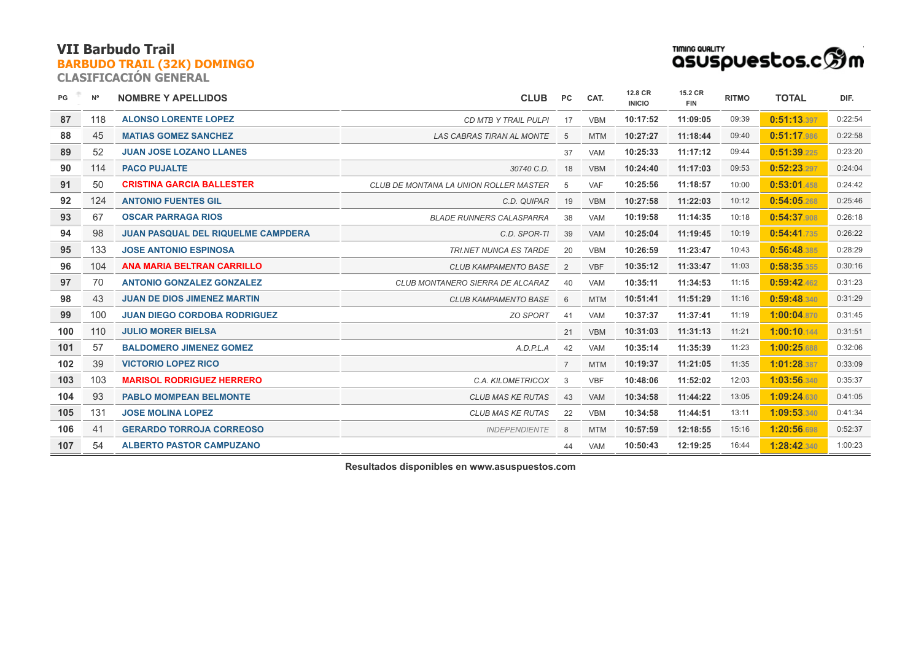# VII Barbudo Trail

## BARBUDO TRAIL (32K) DOMINGO

### CLASIFICACIÓN GENERAL

timing quality asuspuestos.com

| PG | Nº | NOMBRE Y APELLIDOS | CLUB | PC | CAT. | 12.8 CR INICIO | 15.2 CR FIN | RITMO | TOTAL | DIF. |
|---|---|---|---|---|---|---|---|---|---|---|
| 87 | 118 | ALONSO LORENTE LOPEZ | CD MTB Y TRAIL PULPI | 17 | VBM | 10:17:52 | 11:09:05 | 09:39 | 0:51:13.397 | 0:22:54 |
| 88 | 45 | MATIAS GOMEZ SANCHEZ | LAS CABRAS TIRAN AL MONTE | 5 | MTM | 10:27:27 | 11:18:44 | 09:40 | 0:51:17.986 | 0:22:58 |
| 89 | 52 | JUAN JOSE LOZANO LLANES | | 37 | VAM | 10:25:33 | 11:17:12 | 09:44 | 0:51:39.225 | 0:23:20 |
| 90 | 114 | PACO PUJALTE | 30740 C.D. | 18 | VBM | 10:24:40 | 11:17:03 | 09:53 | 0:52:23.297 | 0:24:04 |
| 91 | 50 | CRISTINA GARCIA BALLESTER | CLUB DE MONTANA LA UNION ROLLER MASTER | 5 | VAF | 10:25:56 | 11:18:57 | 10:00 | 0:53:01.458 | 0:24:42 |
| 92 | 124 | ANTONIO FUENTES GIL | C.D. QUIPAR | 19 | VBM | 10:27:58 | 11:22:03 | 10:12 | 0:54:05.268 | 0:25:46 |
| 93 | 67 | OSCAR PARRAGA RIOS | BLADE RUNNERS CALASPARRA | 38 | VAM | 10:19:58 | 11:14:35 | 10:18 | 0:54:37.908 | 0:26:18 |
| 94 | 98 | JUAN PASQUAL DEL RIQUELME CAMPDERA | C.D. SPOR-TI | 39 | VAM | 10:25:04 | 11:19:45 | 10:19 | 0:54:41.735 | 0:26:22 |
| 95 | 133 | JOSE ANTONIO ESPINOSA | TRI.NET NUNCA ES TARDE | 20 | VBM | 10:26:59 | 11:23:47 | 10:43 | 0:56:48.385 | 0:28:29 |
| 96 | 104 | ANA MARIA BELTRAN CARRILLO | CLUB KAMPAMENTO BASE | 2 | VBF | 10:35:12 | 11:33:47 | 11:03 | 0:58:35.355 | 0:30:16 |
| 97 | 70 | ANTONIO GONZALEZ GONZALEZ | CLUB MONTANERO SIERRA DE ALCARAZ | 40 | VAM | 10:35:11 | 11:34:53 | 11:15 | 0:59:42.462 | 0:31:23 |
| 98 | 43 | JUAN DE DIOS JIMENEZ MARTIN | CLUB KAMPAMENTO BASE | 6 | MTM | 10:51:41 | 11:51:29 | 11:16 | 0:59:48.340 | 0:31:29 |
| 99 | 100 | JUAN DIEGO CORDOBA RODRIGUEZ | ZO SPORT | 41 | VAM | 10:37:37 | 11:37:41 | 11:19 | 1:00:04.870 | 0:31:45 |
| 100 | 110 | JULIO MORER BIELSA | | 21 | VBM | 10:31:03 | 11:31:13 | 11:21 | 1:00:10.144 | 0:31:51 |
| 101 | 57 | BALDOMERO JIMENEZ GOMEZ | A.D.P.L.A | 42 | VAM | 10:35:14 | 11:35:39 | 11:23 | 1:00:25.688 | 0:32:06 |
| 102 | 39 | VICTORIO LOPEZ RICO | | 7 | MTM | 10:19:37 | 11:21:05 | 11:35 | 1:01:28.387 | 0:33:09 |
| 103 | 103 | MARISOL RODRIGUEZ HERRERO | C.A. KILOMETRICOX | 3 | VBF | 10:48:06 | 11:52:02 | 12:03 | 1:03:56.340 | 0:35:37 |
| 104 | 93 | PABLO MOMPEAN BELMONTE | CLUB MAS KE RUTAS | 43 | VAM | 10:34:58 | 11:44:22 | 13:05 | 1:09:24.630 | 0:41:05 |
| 105 | 131 | JOSE MOLINA LOPEZ | CLUB MAS KE RUTAS | 22 | VBM | 10:34:58 | 11:44:51 | 13:11 | 1:09:53.340 | 0:41:34 |
| 106 | 41 | GERARDO TORROJA CORREOSO | INDEPENDIENTE | 8 | MTM | 10:57:59 | 12:18:55 | 15:16 | 1:20:56.698 | 0:52:37 |
| 107 | 54 | ALBERTO PASTOR CAMPUZANO | | 44 | VAM | 10:50:43 | 12:19:25 | 16:44 | 1:28:42.340 | 1:00:23 |

Resultados disponibles en www.asuspuestos.com